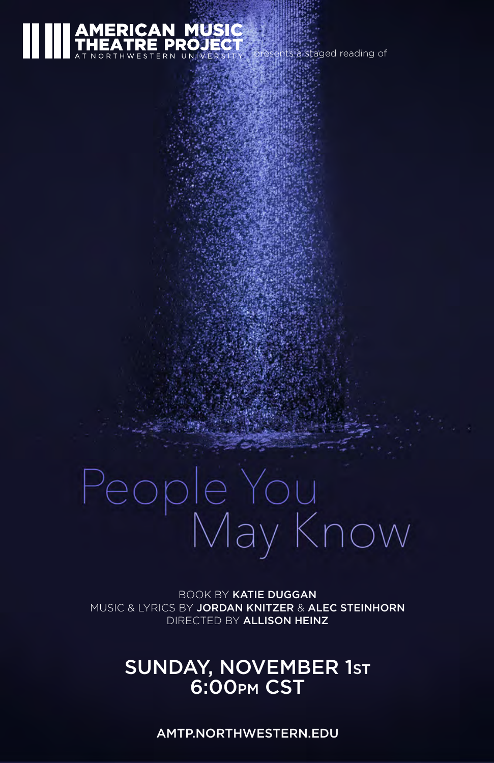**AMERICAN MUSIC THEATRE PROJECT**
AT NORTHWESTERN UNIVERSITY

presents a staged reading of

# People You May Know

BOOK BY **KATIE DUGGAN**
MUSIC & LYRICS BY **JORDAN KNITZER** & **ALEC STEINHORN**
DIRECTED BY **ALLISON HEINZ**

## SUNDAY, NOVEMBER 1ST
## 6:00PM CST

AMTP.NORTHWESTERN.EDU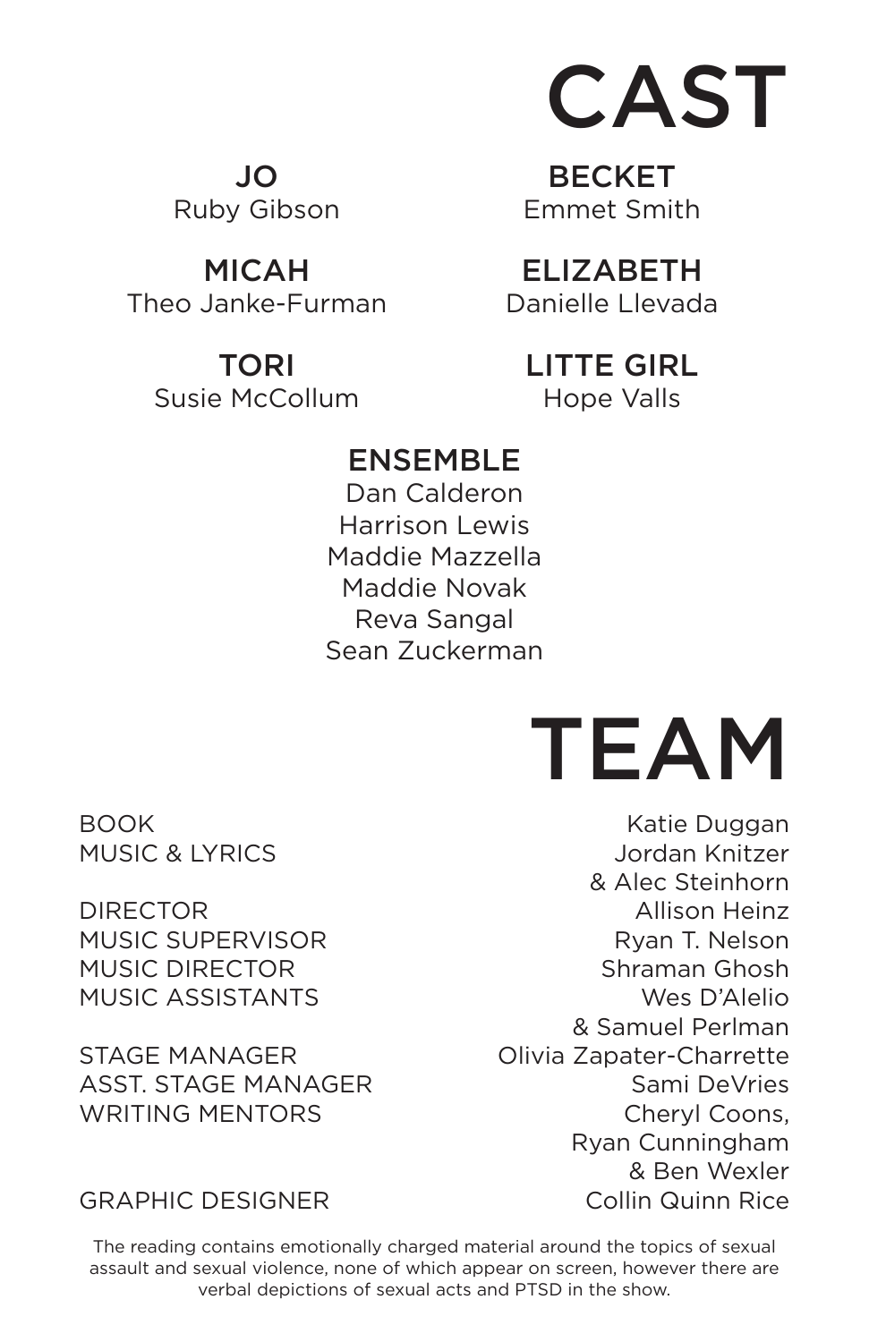# CAST

**JO**
Ruby Gibson

**BECKET**
Emmet Smith

**MICAH**
Theo Janke-Furman

**ELIZABETH**
Danielle Llevada

**TORI**
Susie McCollum

**LITTE GIRL**
Hope Valls

**ENSEMBLE**
Dan Calderon
Harrison Lewis
Maddie Mazzella
Maddie Novak
Reva Sangal
Sean Zuckerman

# TEAM

| | |
|---|---|
| BOOK | Katie Duggan |
| MUSIC & LYRICS | Jordan Knitzer & Alec Steinhorn |
| DIRECTOR | Allison Heinz |
| MUSIC SUPERVISOR | Ryan T. Nelson |
| MUSIC DIRECTOR | Shraman Ghosh |
| MUSIC ASSISTANTS | Wes D'Alelio & Samuel Perlman |
| STAGE MANAGER | Olivia Zapater-Charrette |
| ASST. STAGE MANAGER | Sami DeVries |
| WRITING MENTORS | Cheryl Coons, Ryan Cunningham & Ben Wexler |
| GRAPHIC DESIGNER | Collin Quinn Rice |

The reading contains emotionally charged material around the topics of sexual assault and sexual violence, none of which appear on screen, however there are verbal depictions of sexual acts and PTSD in the show.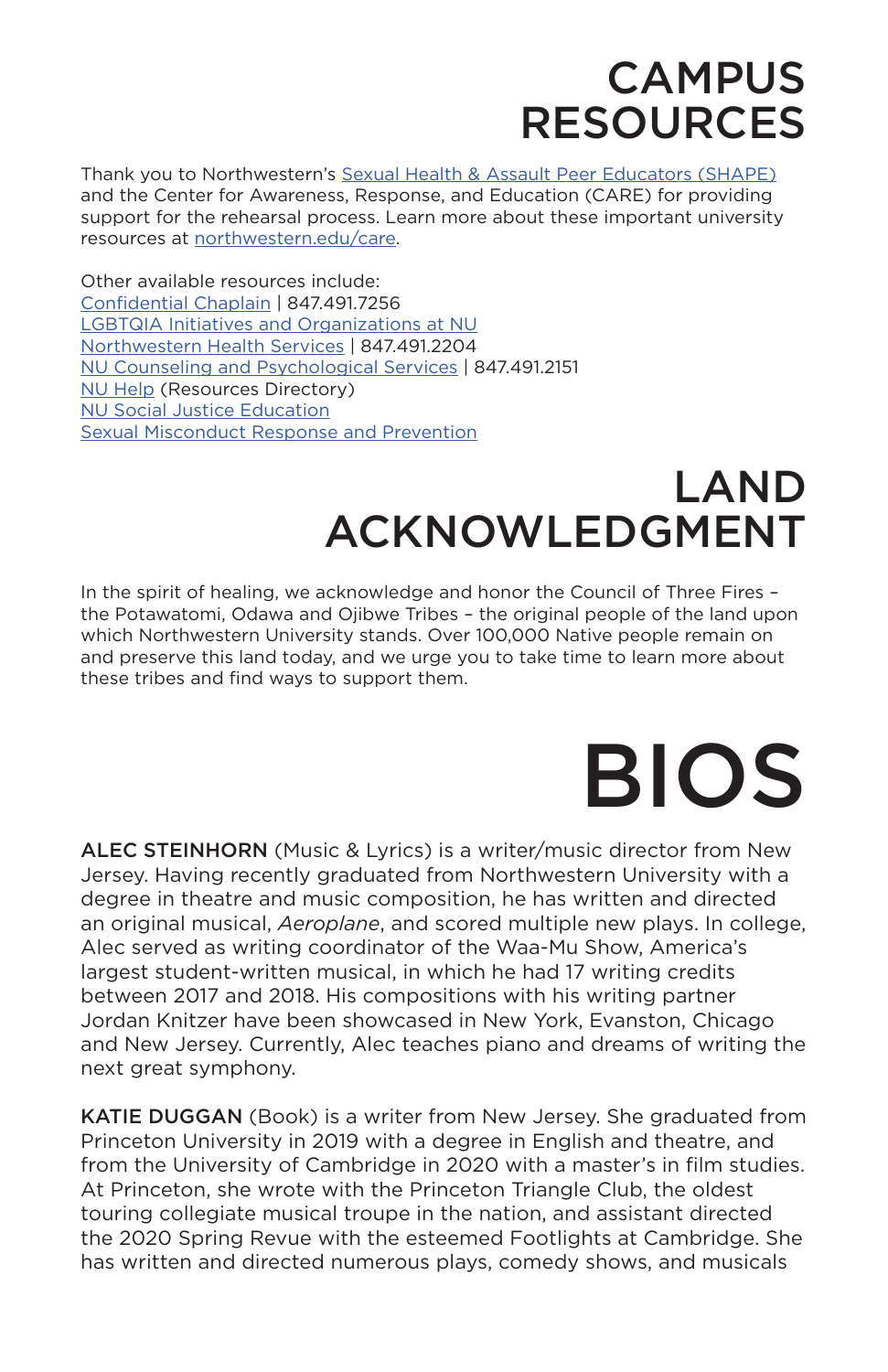# CAMPUS RESOURCES

Thank you to Northwestern's [Sexual Health & Assault Peer Educators (SHAPE)] and the Center for Awareness, Response, and Education (CARE) for providing support for the rehearsal process. Learn more about these important university resources at [northwestern.edu/care].

Other available resources include:
[Confidential Chaplain] | 847.491.7256
[LGBTQIA Initiatives and Organizations at NU]
[Northwestern Health Services] | 847.491.2204
[NU Counseling and Psychological Services] | 847.491.2151
[NU Help] (Resources Directory)
[NU Social Justice Education]
[Sexual Misconduct Response and Prevention]

# LAND ACKNOWLEDGMENT

In the spirit of healing, we acknowledge and honor the Council of Three Fires – the Potawatomi, Odawa and Ojibwe Tribes – the original people of the land upon which Northwestern University stands. Over 100,000 Native people remain on and preserve this land today, and we urge you to take time to learn more about these tribes and find ways to support them.

# BIOS

**ALEC STEINHORN** (Music & Lyrics) is a writer/music director from New Jersey. Having recently graduated from Northwestern University with a degree in theatre and music composition, he has written and directed an original musical, *Aeroplane*, and scored multiple new plays. In college, Alec served as writing coordinator of the Waa-Mu Show, America's largest student-written musical, in which he had 17 writing credits between 2017 and 2018. His compositions with his writing partner Jordan Knitzer have been showcased in New York, Evanston, Chicago and New Jersey. Currently, Alec teaches piano and dreams of writing the next great symphony.

**KATIE DUGGAN** (Book) is a writer from New Jersey. She graduated from Princeton University in 2019 with a degree in English and theatre, and from the University of Cambridge in 2020 with a master's in film studies. At Princeton, she wrote with the Princeton Triangle Club, the oldest touring collegiate musical troupe in the nation, and assistant directed the 2020 Spring Revue with the esteemed Footlights at Cambridge. She has written and directed numerous plays, comedy shows, and musicals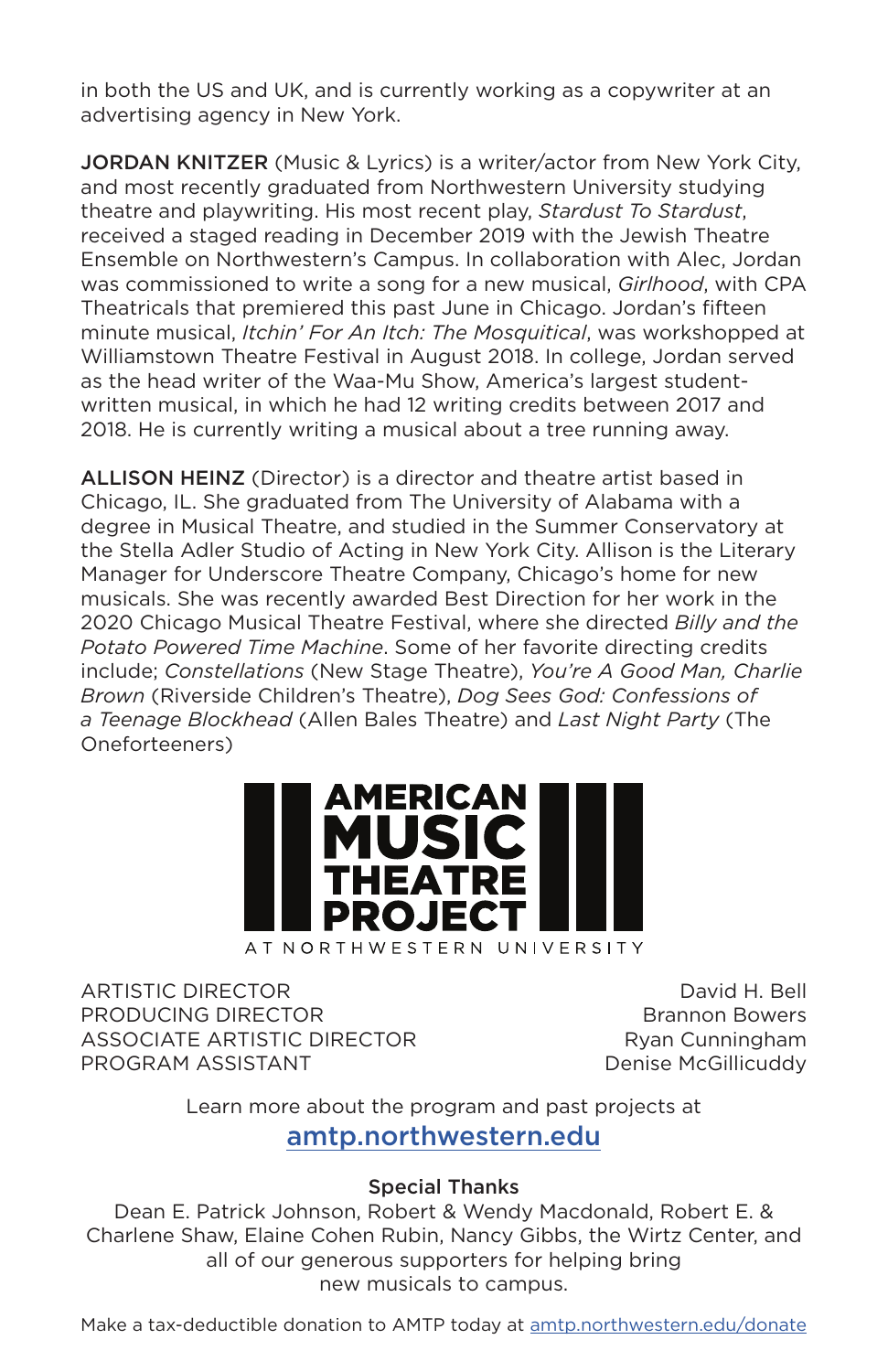in both the US and UK, and is currently working as a copywriter at an advertising agency in New York.

**JORDAN KNITZER** (Music & Lyrics) is a writer/actor from New York City, and most recently graduated from Northwestern University studying theatre and playwriting. His most recent play, *Stardust To Stardust*, received a staged reading in December 2019 with the Jewish Theatre Ensemble on Northwestern's Campus. In collaboration with Alec, Jordan was commissioned to write a song for a new musical, *Girlhood*, with CPA Theatricals that premiered this past June in Chicago. Jordan's fifteen minute musical, *Itchin' For An Itch: The Mosquitical*, was workshopped at Williamstown Theatre Festival in August 2018. In college, Jordan served as the head writer of the Waa-Mu Show, America's largest student-written musical, in which he had 12 writing credits between 2017 and 2018. He is currently writing a musical about a tree running away.

**ALLISON HEINZ** (Director) is a director and theatre artist based in Chicago, IL. She graduated from The University of Alabama with a degree in Musical Theatre, and studied in the Summer Conservatory at the Stella Adler Studio of Acting in New York City. Allison is the Literary Manager for Underscore Theatre Company, Chicago's home for new musicals. She was recently awarded Best Direction for her work in the 2020 Chicago Musical Theatre Festival, where she directed *Billy and the Potato Powered Time Machine*. Some of her favorite directing credits include; *Constellations* (New Stage Theatre), *You're A Good Man, Charlie Brown* (Riverside Children's Theatre), *Dog Sees God: Confessions of a Teenage Blockhead* (Allen Bales Theatre) and *Last Night Party* (The Oneforteeners)

AMERICAN MUSIC THEATRE PROJECT
AT NORTHWESTERN UNIVERSITY

| | |
|---|---|
| ARTISTIC DIRECTOR | David H. Bell |
| PRODUCING DIRECTOR | Brannon Bowers |
| ASSOCIATE ARTISTIC DIRECTOR | Ryan Cunningham |
| PROGRAM ASSISTANT | Denise McGillicuddy |

Learn more about the program and past projects at
amtp.northwestern.edu

**Special Thanks**

Dean E. Patrick Johnson, Robert & Wendy Macdonald, Robert E. & Charlene Shaw, Elaine Cohen Rubin, Nancy Gibbs, the Wirtz Center, and all of our generous supporters for helping bring new musicals to campus.

Make a tax-deductible donation to AMTP today at amtp.northwestern.edu/donate